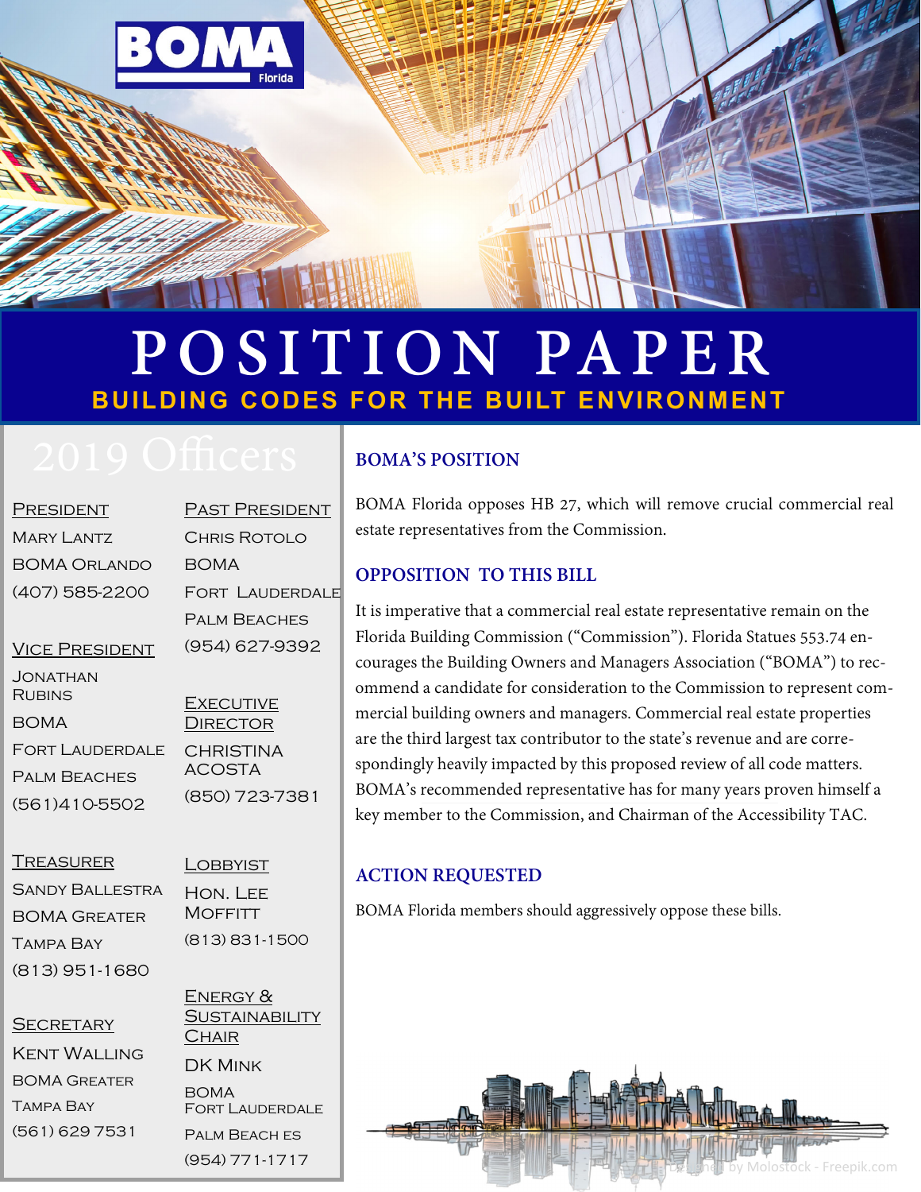# POSITION PAPER

## BUILDING CODES FOR THE BUILT ENVIRONMENT

## 2019 Officers

**President**
Mary Lantz
BOMA Orlando
(407) 585-2200

**Vice President**
Jonathan Rubins
BOMA
Fort Lauderdale
Palm Beaches
(561)410-5502

**Treasurer**
Sandy Ballestra
BOMA Greater
Tampa Bay
(813) 951-1680

**Secretary**
Kent Walling
BOMA Greater
Tampa Bay
(561) 629 7531

**Past President**
Chris Rotolo
BOMA
Fort Lauderdale
Palm Beaches
(954) 627-9392

**Executive Director**
Christina Acosta
(850) 723-7381

**Lobbyist**
Hon. Lee Moffitt
(813) 831-1500

**Energy & Sustainability Chair**
DK Mink
BOMA
Fort Lauderdale
Palm Beach es
(954) 771-1717

### BOMA'S POSITION

BOMA Florida opposes HB 27, which will remove crucial commercial real estate representatives from the Commission.

### OPPOSITION TO THIS BILL

It is imperative that a commercial real estate representative remain on the Florida Building Commission ("Commission"). Florida Statues 553.74 encourages the Building Owners and Managers Association ("BOMA") to recommend a candidate for consideration to the Commission to represent commercial building owners and managers. Commercial real estate properties are the third largest tax contributor to the state's revenue and are correspondingly heavily impacted by this proposed review of all code matters. BOMA's recommended representative has for many years proven himself a key member to the Commission, and Chairman of the Accessibility TAC.

### ACTION REQUESTED

BOMA Florida members should aggressively oppose these bills.

Designed by Molostock - Freepik.com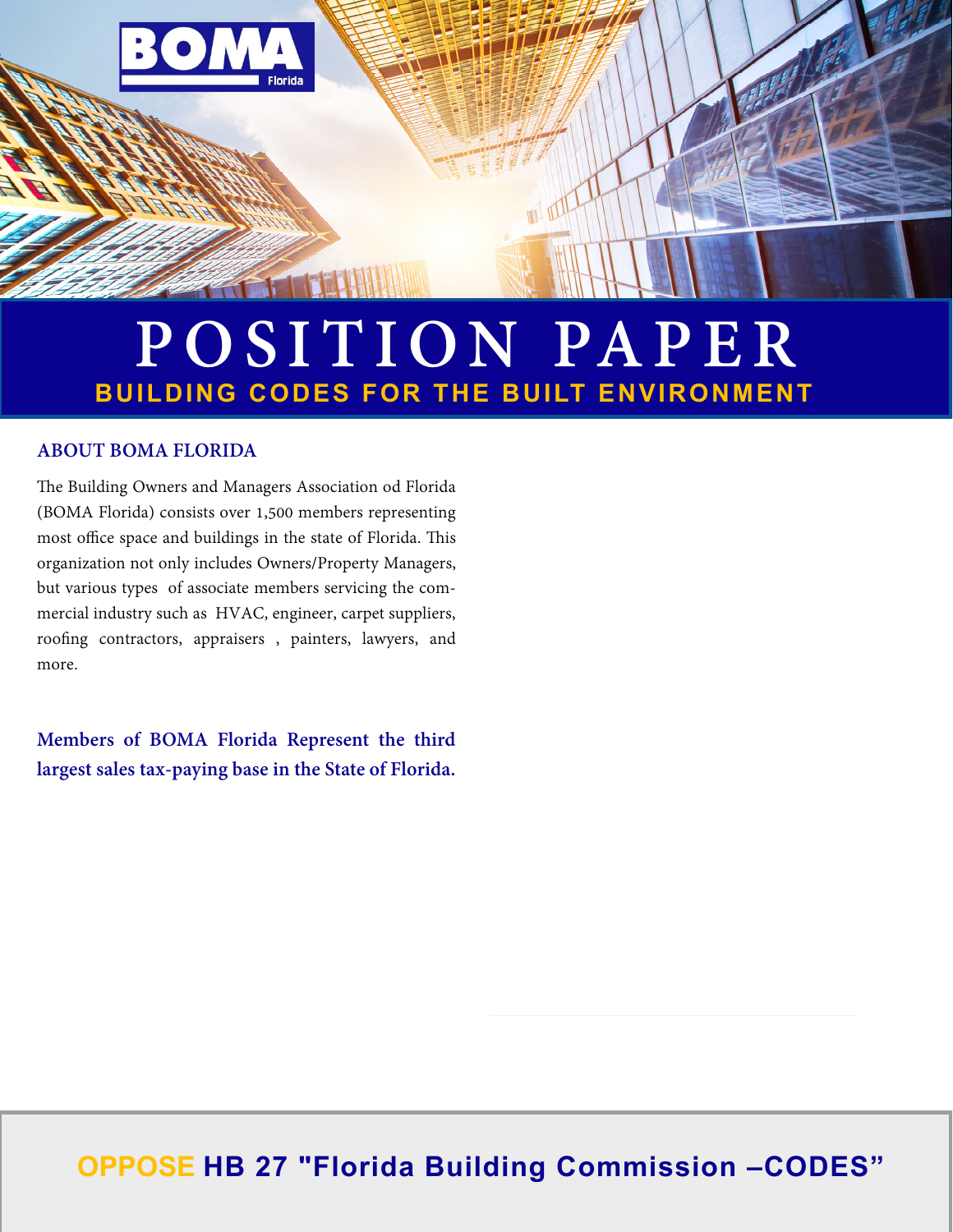# POSITION PAPER

## BUILDING CODES FOR THE BUILT ENVIRONMENT

### ABOUT BOMA FLORIDA

The Building Owners and Managers Association od Florida (BOMA Florida) consists over 1,500 members representing most office space and buildings in the state of Florida. This organization not only includes Owners/Property Managers, but various types of associate members servicing the commercial industry such as HVAC, engineer, carpet suppliers, roofing contractors, appraisers , painters, lawyers, and more.

**Members of BOMA Florida Represent the third largest sales tax-paying base in the State of Florida.**

## OPPOSE HB 27 "Florida Building Commission –CODES"